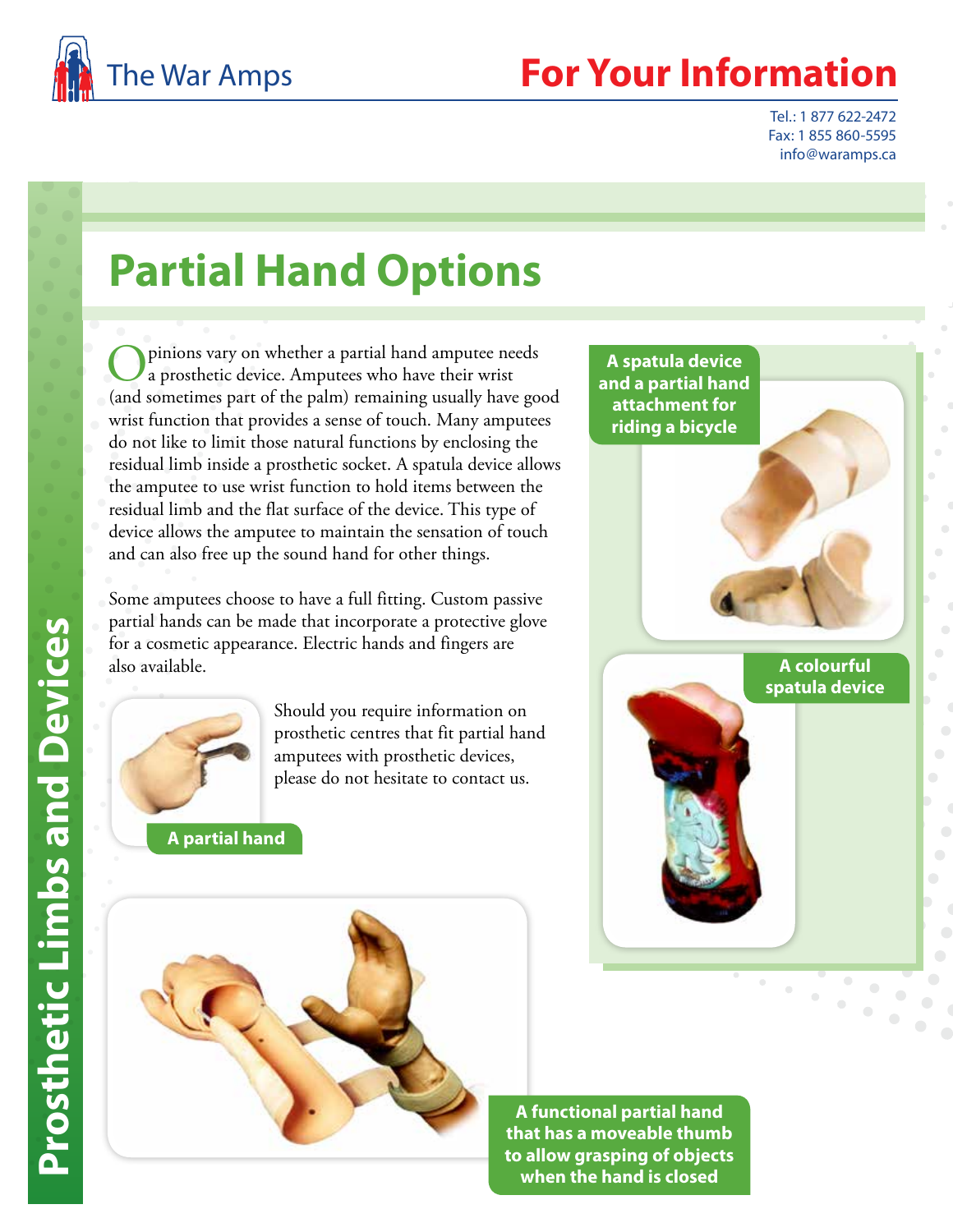The War Amps

# For Your Information

Tel.: 1 877 622-2472
Fax: 1 855 860-5595
info@waramps.ca

Prosthetic Limbs and Devices

## Partial Hand Options

Opinions vary on whether a partial hand amputee needs a prosthetic device. Amputees who have their wrist (and sometimes part of the palm) remaining usually have good wrist function that provides a sense of touch. Many amputees do not like to limit those natural functions by enclosing the residual limb inside a prosthetic socket. A spatula device allows the amputee to use wrist function to hold items between the residual limb and the flat surface of the device. This type of device allows the amputee to maintain the sensation of touch and can also free up the sound hand for other things.

Some amputees choose to have a full fitting. Custom passive partial hands can be made that incorporate a protective glove for a cosmetic appearance. Electric hands and fingers are also available.

Should you require information on prosthetic centres that fit partial hand amputees with prosthetic devices, please do not hesitate to contact us.

**A partial hand**

**A spatula device and a partial hand attachment for riding a bicycle**

**A colourful spatula device**

**A functional partial hand that has a moveable thumb to allow grasping of objects when the hand is closed**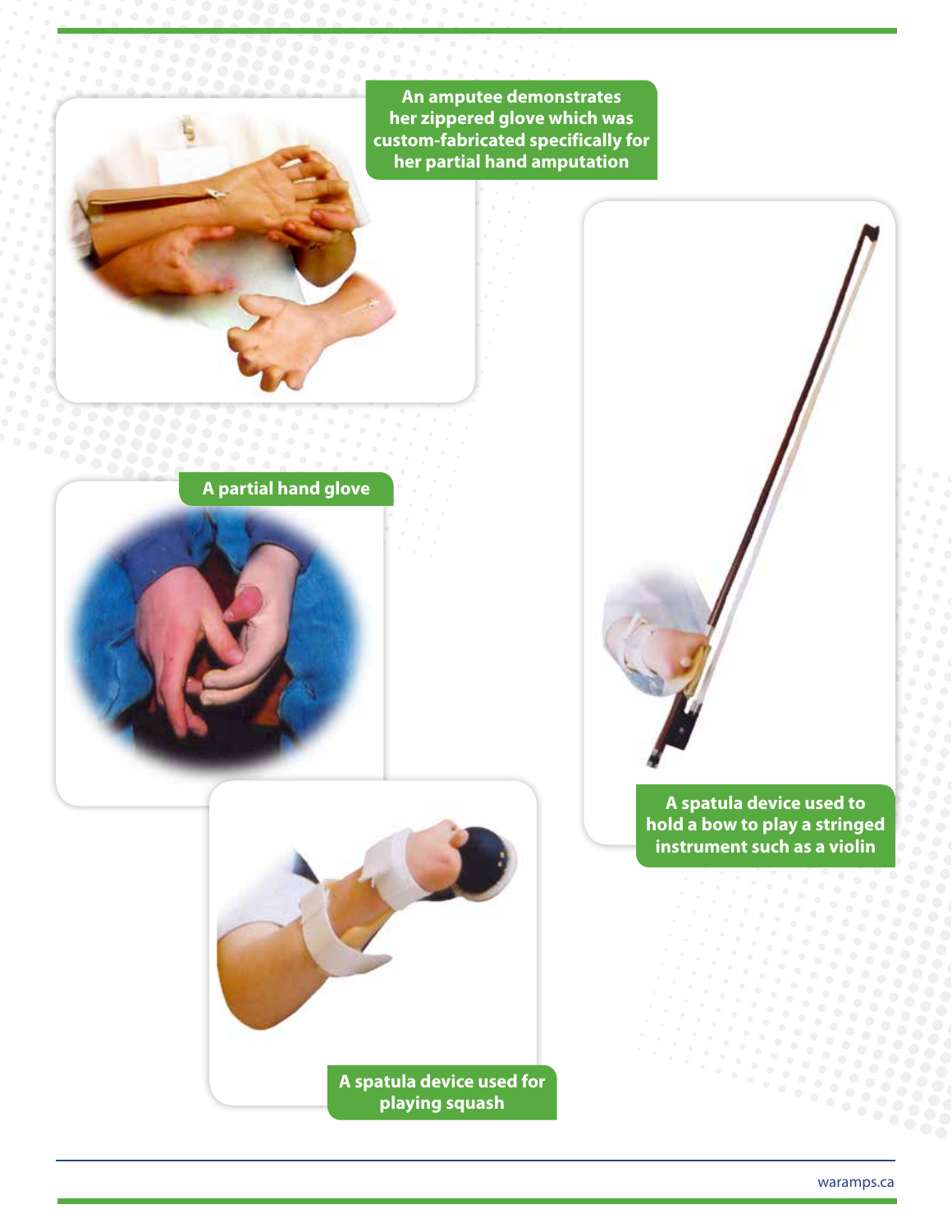An amputee demonstrates her zippered glove which was custom-fabricated specifically for her partial hand amputation

A partial hand glove

A spatula device used to hold a bow to play a stringed instrument such as a violin

A spatula device used for playing squash